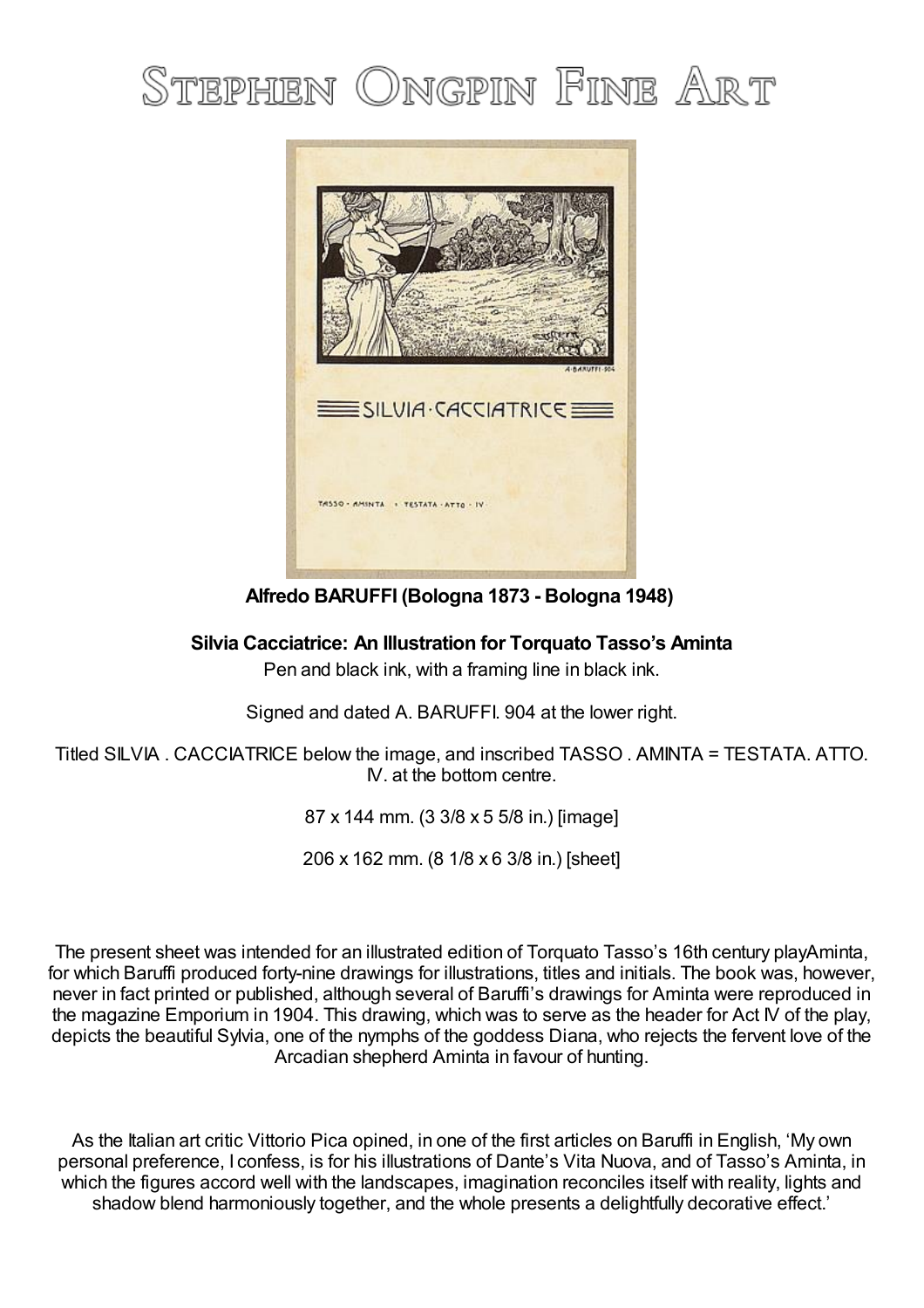# Stephen Ongpin Fine Art

**Alfredo BARUFFI (Bologna 1873 - Bologna 1948)**

**Silvia Cacciatrice: An Illustration for Torquato Tasso's Aminta**

Pen and black ink, with a framing line in black ink.

Signed and dated A. BARUFFI. 904 at the lower right.

Titled SILVIA . CACCIATRICE below the image, and inscribed TASSO . AMINTA = TESTATA. ATTO. IV. at the bottom centre.

87 x 144 mm. (3 3/8 x 5 5/8 in.) [image]

206 x 162 mm. (8 1/8 x 6 3/8 in.) [sheet]

The present sheet was intended for an illustrated edition of Torquato Tasso's 16th century playAminta, for which Baruffi produced forty-nine drawings for illustrations, titles and initials. The book was, however, never in fact printed or published, although several of Baruffi's drawings for Aminta were reproduced in the magazine Emporium in 1904. This drawing, which was to serve as the header for Act IV of the play, depicts the beautiful Sylvia, one of the nymphs of the goddess Diana, who rejects the fervent love of the Arcadian shepherd Aminta in favour of hunting.

As the Italian art critic Vittorio Pica opined, in one of the first articles on Baruffi in English, 'My own personal preference, I confess, is for his illustrations of Dante's Vita Nuova, and of Tasso's Aminta, in which the figures accord well with the landscapes, imagination reconciles itself with reality, lights and shadow blend harmoniously together, and the whole presents a delightfully decorative effect.'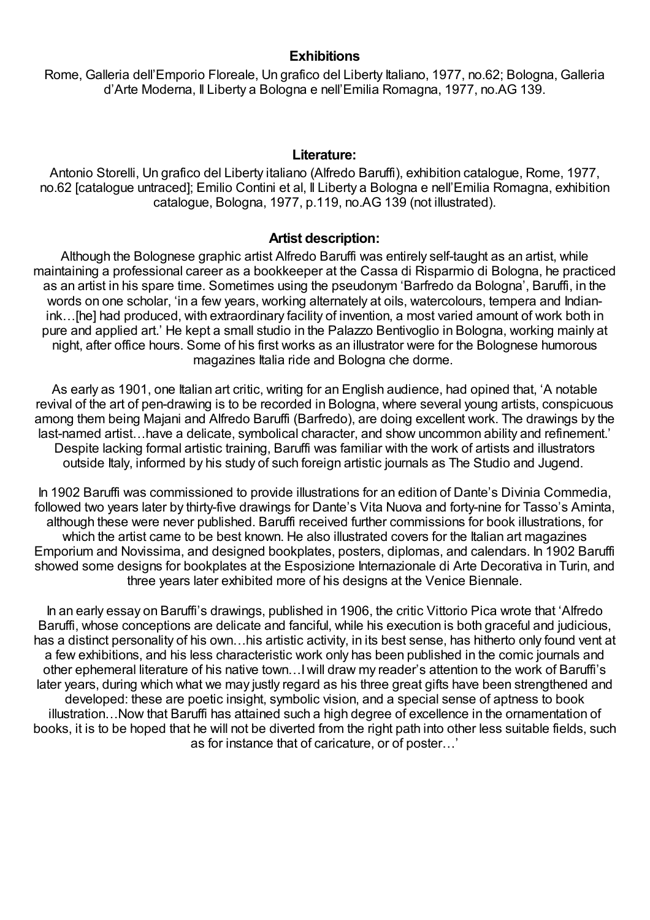**Exhibitions**

Rome, Galleria dell'Emporio Floreale, Un grafico del Liberty Italiano, 1977, no.62; Bologna, Galleria d'Arte Moderna, Il Liberty a Bologna e nell'Emilia Romagna, 1977, no.AG 139.

**Literature:**

Antonio Storelli, Un grafico del Liberty italiano (Alfredo Baruffi), exhibition catalogue, Rome, 1977, no.62 [catalogue untraced]; Emilio Contini et al, Il Liberty a Bologna e nell'Emilia Romagna, exhibition catalogue, Bologna, 1977, p.119, no.AG 139 (not illustrated).

**Artist description:**

Although the Bolognese graphic artist Alfredo Baruffi was entirely self-taught as an artist, while maintaining a professional career as a bookkeeper at the Cassa di Risparmio di Bologna, he practiced as an artist in his spare time. Sometimes using the pseudonym 'Barfredo da Bologna', Baruffi, in the words on one scholar, 'in a few years, working alternately at oils, watercolours, tempera and Indian-ink…[he] had produced, with extraordinary facility of invention, a most varied amount of work both in pure and applied art.' He kept a small studio in the Palazzo Bentivoglio in Bologna, working mainly at night, after office hours. Some of his first works as an illustrator were for the Bolognese humorous magazines Italia ride and Bologna che dorme.

As early as 1901, one Italian art critic, writing for an English audience, had opined that, 'A notable revival of the art of pen-drawing is to be recorded in Bologna, where several young artists, conspicuous among them being Majani and Alfredo Baruffi (Barfredo), are doing excellent work. The drawings by the last-named artist…have a delicate, symbolical character, and show uncommon ability and refinement.' Despite lacking formal artistic training, Baruffi was familiar with the work of artists and illustrators outside Italy, informed by his study of such foreign artistic journals as The Studio and Jugend.

In 1902 Baruffi was commissioned to provide illustrations for an edition of Dante's Divinia Commedia, followed two years later by thirty-five drawings for Dante's Vita Nuova and forty-nine for Tasso's Aminta, although these were never published. Baruffi received further commissions for book illustrations, for which the artist came to be best known. He also illustrated covers for the Italian art magazines Emporium and Novissima, and designed bookplates, posters, diplomas, and calendars. In 1902 Baruffi showed some designs for bookplates at the Esposizione Internazionale di Arte Decorativa in Turin, and three years later exhibited more of his designs at the Venice Biennale.

In an early essay on Baruffi's drawings, published in 1906, the critic Vittorio Pica wrote that 'Alfredo Baruffi, whose conceptions are delicate and fanciful, while his execution is both graceful and judicious, has a distinct personality of his own…his artistic activity, in its best sense, has hitherto only found vent at a few exhibitions, and his less characteristic work only has been published in the comic journals and other ephemeral literature of his native town…I will draw my reader's attention to the work of Baruffi's later years, during which what we may justly regard as his three great gifts have been strengthened and developed: these are poetic insight, symbolic vision, and a special sense of aptness to book illustration…Now that Baruffi has attained such a high degree of excellence in the ornamentation of books, it is to be hoped that he will not be diverted from the right path into other less suitable fields, such as for instance that of caricature, or of poster…'